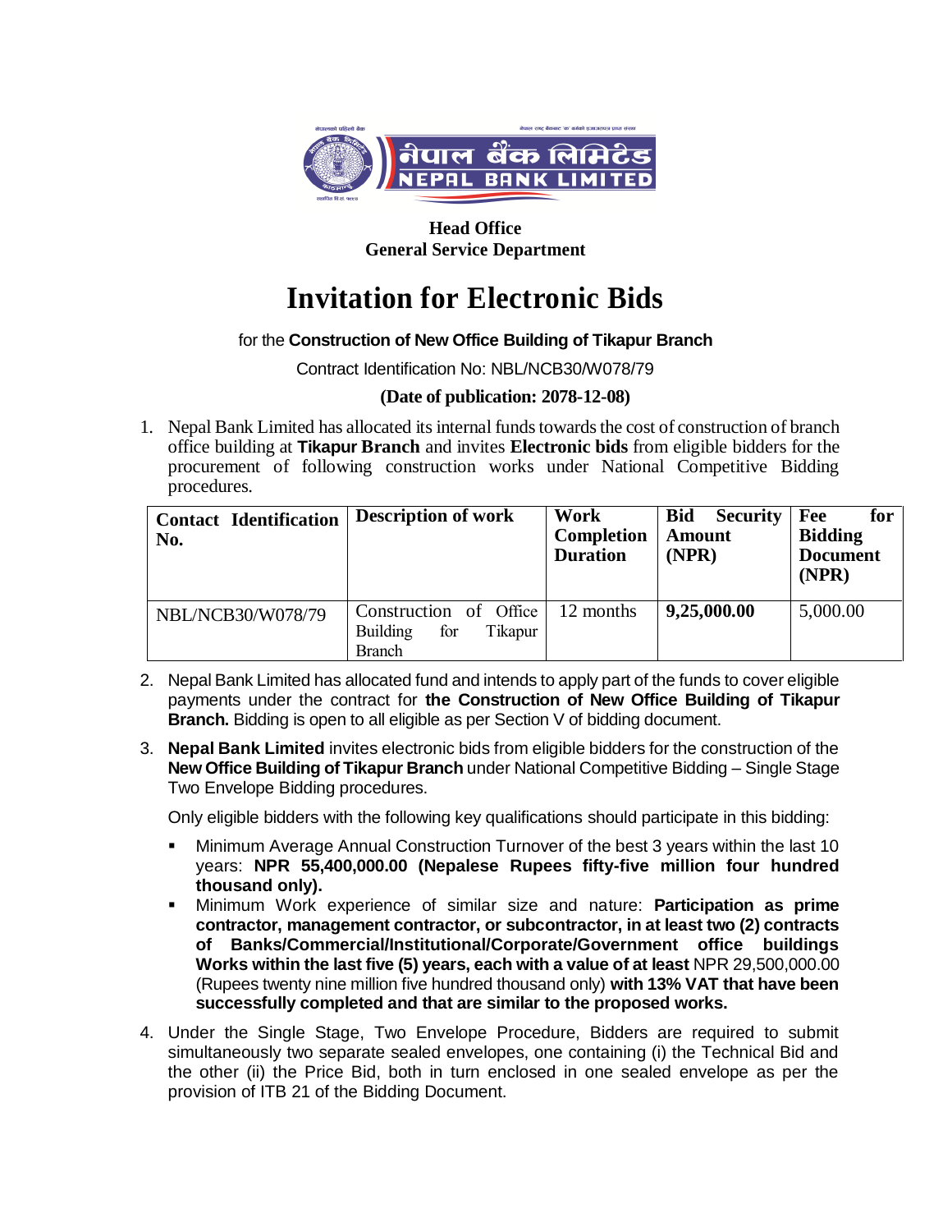नेपाल बैंक लिमिटेड
NEPAL BANK LIMITED

**Head Office**
**General Service Department**

# Invitation for Electronic Bids

for the **Construction of New Office Building of Tikapur Branch**

Contract Identification No: NBL/NCB30/W078/79

**(Date of publication: 2078-12-08)**

1. Nepal Bank Limited has allocated its internal funds towards the cost of construction of branch office building at **Tikapur Branch** and invites **Electronic bids** from eligible bidders for the procurement of following construction works under National Competitive Bidding procedures.

| Contact Identification No. | Description of work | Work Completion Duration | Bid Security Amount (NPR) | Fee for Bidding Document (NPR) |
|---|---|---|---|---|
| NBL/NCB30/W078/79 | Construction of Office Building for Tikapur Branch | 12 months | **9,25,000.00** | 5,000.00 |

2. Nepal Bank Limited has allocated fund and intends to apply part of the funds to cover eligible payments under the contract for **the Construction of New Office Building of Tikapur Branch.** Bidding is open to all eligible as per Section V of bidding document.

3. **Nepal Bank Limited** invites electronic bids from eligible bidders for the construction of the **New Office Building of Tikapur Branch** under National Competitive Bidding – Single Stage Two Envelope Bidding procedures.

   Only eligible bidders with the following key qualifications should participate in this bidding:

   - Minimum Average Annual Construction Turnover of the best 3 years within the last 10 years: **NPR 55,400,000.00 (Nepalese Rupees fifty-five million four hundred thousand only).**
   - Minimum Work experience of similar size and nature: **Participation as prime contractor, management contractor, or subcontractor, in at least two (2) contracts of Banks/Commercial/Institutional/Corporate/Government office buildings Works within the last five (5) years, each with a value of at least** NPR 29,500,000.00 (Rupees twenty nine million five hundred thousand only) **with 13% VAT that have been successfully completed and that are similar to the proposed works.**

4. Under the Single Stage, Two Envelope Procedure, Bidders are required to submit simultaneously two separate sealed envelopes, one containing (i) the Technical Bid and the other (ii) the Price Bid, both in turn enclosed in one sealed envelope as per the provision of ITB 21 of the Bidding Document.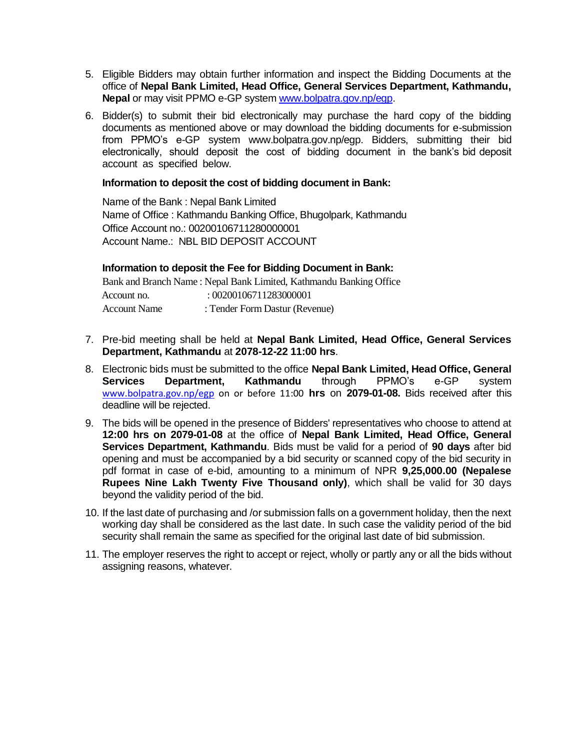5. Eligible Bidders may obtain further information and inspect the Bidding Documents at the office of **Nepal Bank Limited, Head Office, General Services Department, Kathmandu, Nepal** or may visit PPMO e-GP system [www.bolpatra.gov.np/egp](www.bolpatra.gov.np/egp).

6. Bidder(s) to submit their bid electronically may purchase the hard copy of the bidding documents as mentioned above or may download the bidding documents for e-submission from PPMO's e-GP system www.bolpatra.gov.np/egp. Bidders, submitting their bid electronically, should deposit the cost of bidding document in the bank's bid deposit account as specified below.

   **Information to deposit the cost of bidding document in Bank:**

   Name of the Bank : Nepal Bank Limited
   Name of Office : Kathmandu Banking Office, Bhugolpark, Kathmandu
   Office Account no.: 00200106711280000001
   Account Name.: NBL BID DEPOSIT ACCOUNT

   **Information to deposit the Fee for Bidding Document in Bank:**

   Bank and Branch Name : Nepal Bank Limited, Kathmandu Banking Office
   Account no. : 00200106711283000001
   Account Name : Tender Form Dastur (Revenue)

7. Pre-bid meeting shall be held at **Nepal Bank Limited, Head Office, General Services Department, Kathmandu** at **2078-12-22 11:00 hrs**.

8. Electronic bids must be submitted to the office **Nepal Bank Limited, Head Office, General Services Department, Kathmandu** through PPMO's e-GP system [www.bolpatra.gov.np/egp](www.bolpatra.gov.np/egp) on or before 11:00 **hrs** on **2079-01-08.** Bids received after this deadline will be rejected.

9. The bids will be opened in the presence of Bidders' representatives who choose to attend at **12:00 hrs on 2079-01-08** at the office of **Nepal Bank Limited, Head Office, General Services Department, Kathmandu**. Bids must be valid for a period of **90 days** after bid opening and must be accompanied by a bid security or scanned copy of the bid security in pdf format in case of e-bid, amounting to a minimum of NPR **9,25,000.00 (Nepalese Rupees Nine Lakh Twenty Five Thousand only)**, which shall be valid for 30 days beyond the validity period of the bid.

10. If the last date of purchasing and /or submission falls on a government holiday, then the next working day shall be considered as the last date. In such case the validity period of the bid security shall remain the same as specified for the original last date of bid submission.

11. The employer reserves the right to accept or reject, wholly or partly any or all the bids without assigning reasons, whatever.